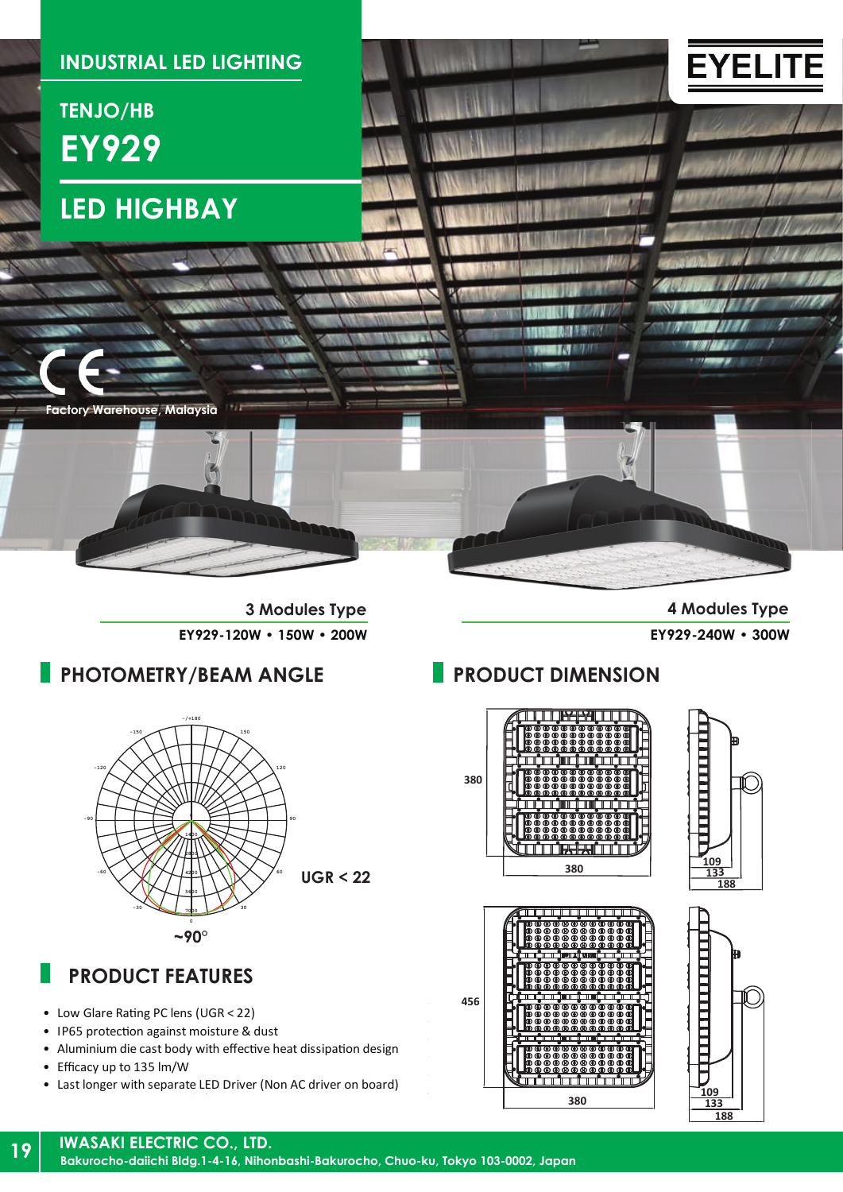# INDUSTRIAL LED LIGHTING

## TENJO/HB

# EY929

## LED HIGHBAY

EYELITE

Factory Warehouse, Malaysia

**3 Modules Type**
EY929-120W • 150W • 200W

**4 Modules Type**
EY929-240W • 300W

## PHOTOMETRY/BEAM ANGLE

UGR < 22

~90°

## PRODUCT DIMENSION

380 × 380; 109 / 133 / 188

456 × 380; 109 / 133 / 188

## PRODUCT FEATURES

- Low Glare Rating PC lens (UGR < 22)
- IP65 protection against moisture & dust
- Aluminium die cast body with effective heat dissipation design
- Efficacy up to 135 lm/W
- Last longer with separate LED Driver (Non AC driver on board)

**IWASAKI ELECTRIC CO., LTD.**
Bakurocho-daiichi Bldg.1-4-16, Nihonbashi-Bakurocho, Chuo-ku, Tokyo 103-0002, Japan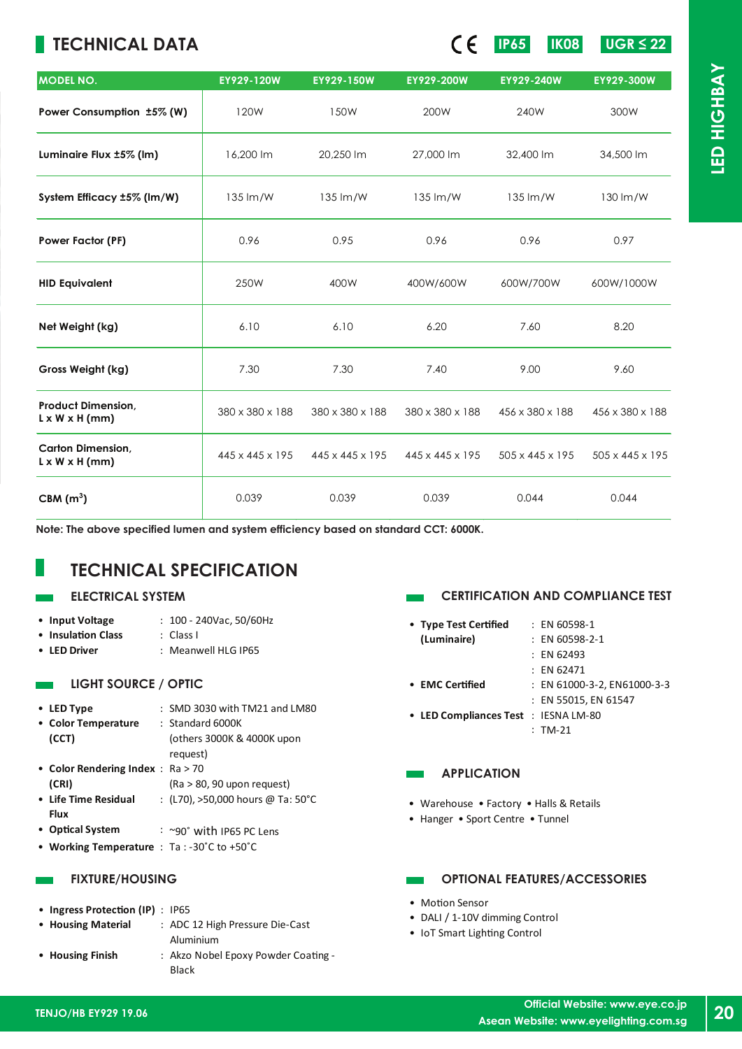# TECHNICAL DATA

CE IP65 IK08 UGR ≤ 22

| MODEL NO. | EY929-120W | EY929-150W | EY929-200W | EY929-240W | EY929-300W |
|---|---|---|---|---|---|
| Power Consumption ±5% (W) | 120W | 150W | 200W | 240W | 300W |
| Luminaire Flux ±5% (lm) | 16,200 lm | 20,250 lm | 27,000 lm | 32,400 lm | 34,500 lm |
| System Efficacy ±5% (lm/W) | 135 lm/W | 135 lm/W | 135 lm/W | 135 lm/W | 130 lm/W |
| Power Factor (PF) | 0.96 | 0.95 | 0.96 | 0.96 | 0.97 |
| HID Equivalent | 250W | 400W | 400W/600W | 600W/700W | 600W/1000W |
| Net Weight (kg) | 6.10 | 6.10 | 6.20 | 7.60 | 8.20 |
| Gross Weight (kg) | 7.30 | 7.30 | 7.40 | 9.00 | 9.60 |
| Product Dimension, L x W x H (mm) | 380 x 380 x 188 | 380 x 380 x 188 | 380 x 380 x 188 | 456 x 380 x 188 | 456 x 380 x 188 |
| Carton Dimension, L x W x H (mm) | 445 x 445 x 195 | 445 x 445 x 195 | 445 x 445 x 195 | 505 x 445 x 195 | 505 x 445 x 195 |
| CBM ($m^3$) | 0.039 | 0.039 | 0.039 | 0.044 | 0.044 |

**Note: The above specified lumen and system efficiency based on standard CCT: 6000K.**

# TECHNICAL SPECIFICATION

## ELECTRICAL SYSTEM

- **Input Voltage** : 100 - 240Vac, 50/60Hz
- **Insulation Class** : Class I
- **LED Driver** : Meanwell HLG IP65

## LIGHT SOURCE / OPTIC

- **LED Type** : SMD 3030 with TM21 and LM80
- **Color Temperature (CCT)** : Standard 6000K (others 3000K & 4000K upon request)
- **Color Rendering Index (CRI)** : Ra > 70 (Ra > 80, 90 upon request)
- **Life Time Residual Flux** : (L70), >50,000 hours @ Ta: 50°C
- **Optical System** : ~90° with IP65 PC Lens
- **Working Temperature** : Ta : -30°C to +50°C

## FIXTURE/HOUSING

- **Ingress Protection (IP)** : IP65
- **Housing Material** : ADC 12 High Pressure Die-Cast Aluminium
- **Housing Finish** : Akzo Nobel Epoxy Powder Coating - Black

## CERTIFICATION AND COMPLIANCE TEST

- **Type Test Certified (Luminaire)** : EN 60598-1
  : EN 60598-2-1
  : EN 62493
  : EN 62471
- **EMC Certified** : EN 61000-3-2, EN61000-3-3
  : EN 55015, EN 61547
- **LED Compliances Test** : IESNA LM-80
  : TM-21

## APPLICATION

- Warehouse • Factory • Halls & Retails
- Hanger • Sport Centre • Tunnel

## OPTIONAL FEATURES/ACCESSORIES

- Motion Sensor
- DALI / 1-10V dimming Control
- IoT Smart Lighting Control

TENJO/HB EY929 19.06

Official Website: www.eye.co.jp
Asean Website: www.eyelighting.com.sg